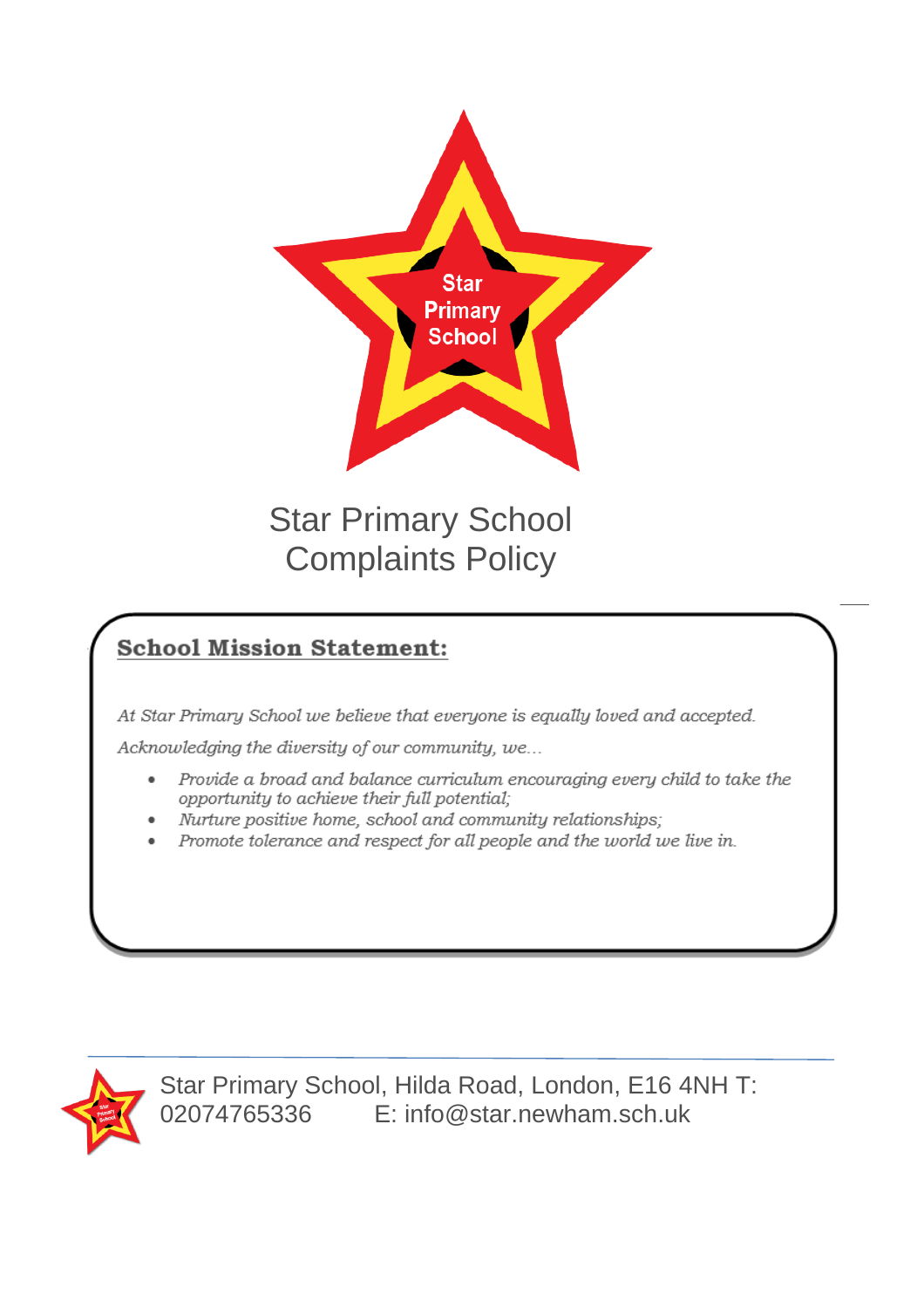# Star Primary School Complaints Policy

## School Mission Statement:

*At Star Primary School we believe that everyone is equally loved and accepted.*

*Acknowledging the diversity of our community, we…*

- *Provide a broad and balance curriculum encouraging every child to take the opportunity to achieve their full potential;*
- *Nurture positive home, school and community relationships;*
- *Promote tolerance and respect for all people and the world we live in.*

Star Primary School, Hilda Road, London, E16 4NH T: 02074765336 E: info@star.newham.sch.uk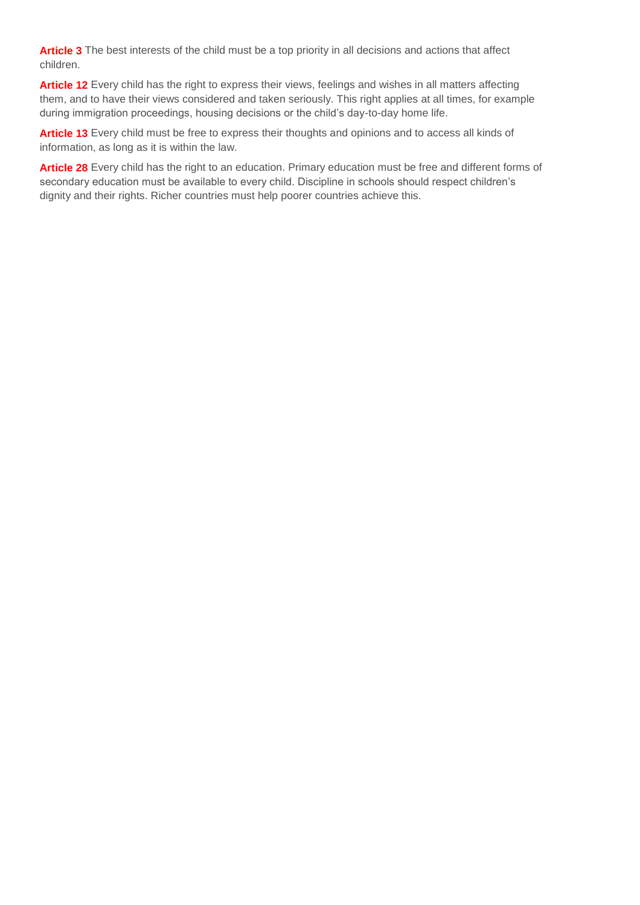**Article 3** The best interests of the child must be a top priority in all decisions and actions that affect children.

**Article 12** Every child has the right to express their views, feelings and wishes in all matters affecting them, and to have their views considered and taken seriously. This right applies at all times, for example during immigration proceedings, housing decisions or the child's day-to-day home life.

**Article 13** Every child must be free to express their thoughts and opinions and to access all kinds of information, as long as it is within the law.

**Article 28** Every child has the right to an education. Primary education must be free and different forms of secondary education must be available to every child. Discipline in schools should respect children's dignity and their rights. Richer countries must help poorer countries achieve this.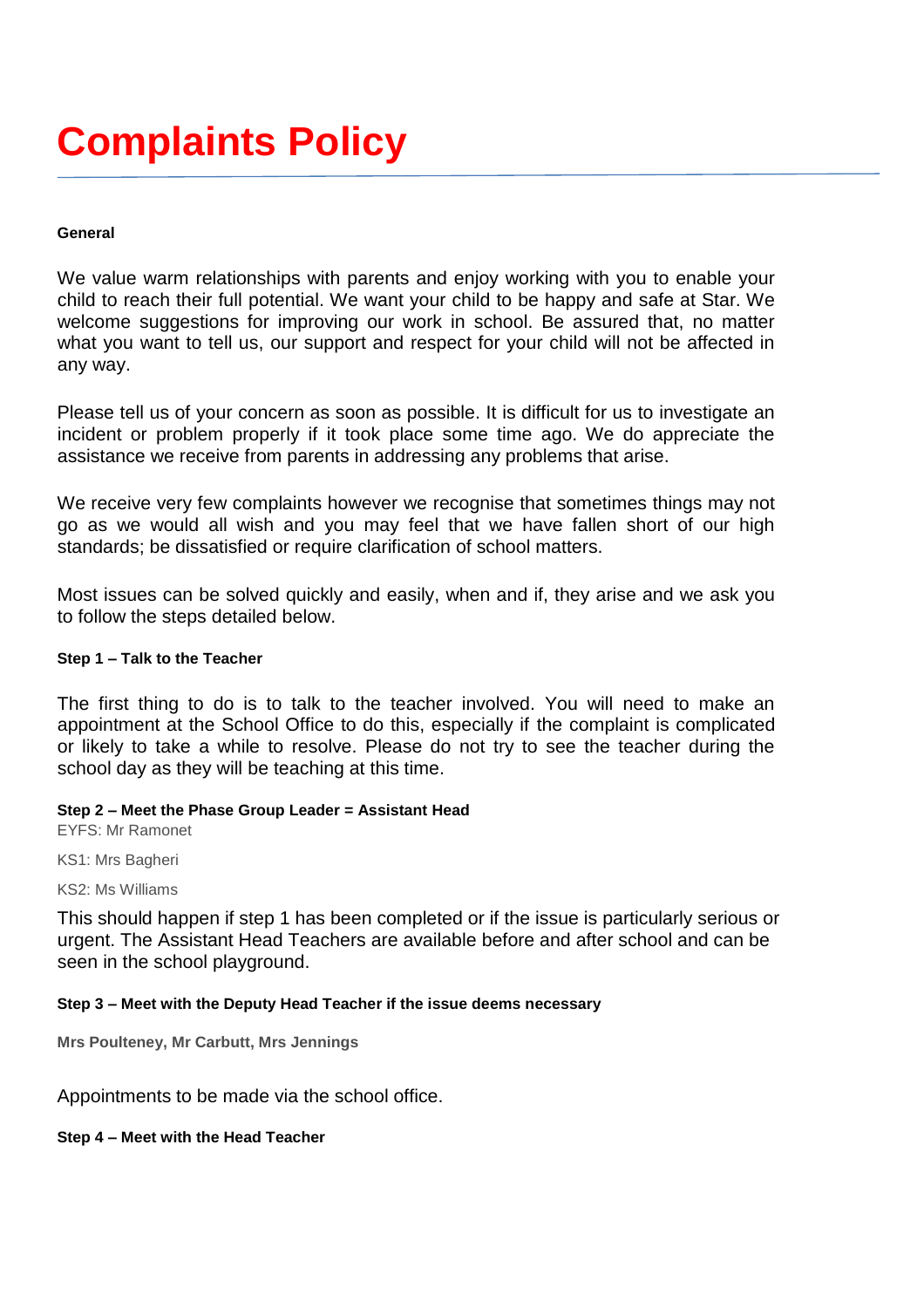# Complaints Policy

**General**

We value warm relationships with parents and enjoy working with you to enable your child to reach their full potential. We want your child to be happy and safe at Star. We welcome suggestions for improving our work in school. Be assured that, no matter what you want to tell us, our support and respect for your child will not be affected in any way.

Please tell us of your concern as soon as possible. It is difficult for us to investigate an incident or problem properly if it took place some time ago. We do appreciate the assistance we receive from parents in addressing any problems that arise.

We receive very few complaints however we recognise that sometimes things may not go as we would all wish and you may feel that we have fallen short of our high standards; be dissatisfied or require clarification of school matters.

Most issues can be solved quickly and easily, when and if, they arise and we ask you to follow the steps detailed below.

**Step 1 – Talk to the Teacher**

The first thing to do is to talk to the teacher involved. You will need to make an appointment at the School Office to do this, especially if the complaint is complicated or likely to take a while to resolve. Please do not try to see the teacher during the school day as they will be teaching at this time.

**Step 2 – Meet the Phase Group Leader = Assistant Head**

EYFS: Mr Ramonet

KS1: Mrs Bagheri

KS2: Ms Williams

This should happen if step 1 has been completed or if the issue is particularly serious or urgent. The Assistant Head Teachers are available before and after school and can be seen in the school playground.

**Step 3 – Meet with the Deputy Head Teacher if the issue deems necessary**

**Mrs Poulteney, Mr Carbutt, Mrs Jennings**

Appointments to be made via the school office.

**Step 4 – Meet with the Head Teacher**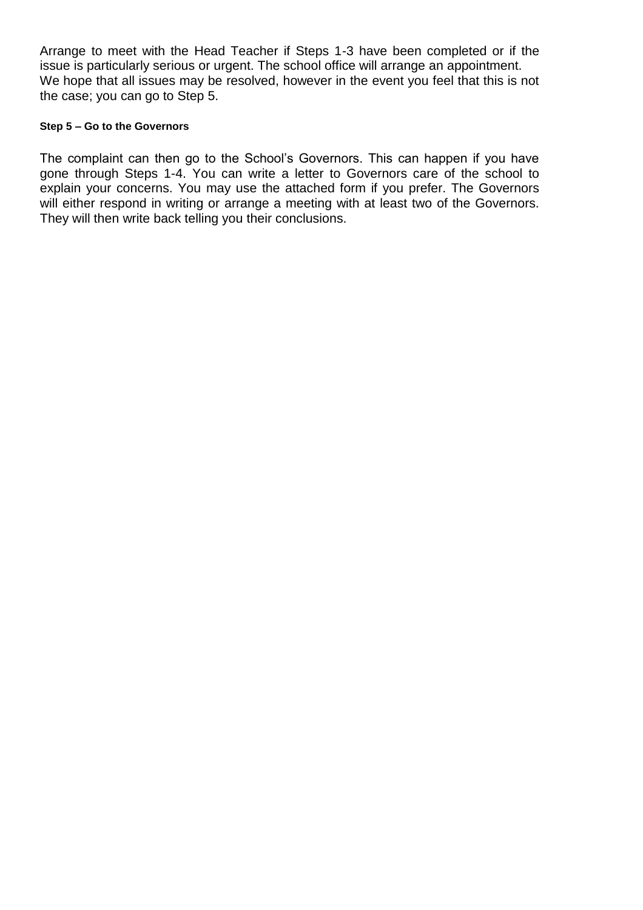Arrange to meet with the Head Teacher if Steps 1-3 have been completed or if the issue is particularly serious or urgent. The school office will arrange an appointment.
We hope that all issues may be resolved, however in the event you feel that this is not the case; you can go to Step 5.

#### Step 5 – Go to the Governors

The complaint can then go to the School's Governors. This can happen if you have gone through Steps 1-4. You can write a letter to Governors care of the school to explain your concerns. You may use the attached form if you prefer. The Governors will either respond in writing or arrange a meeting with at least two of the Governors. They will then write back telling you their conclusions.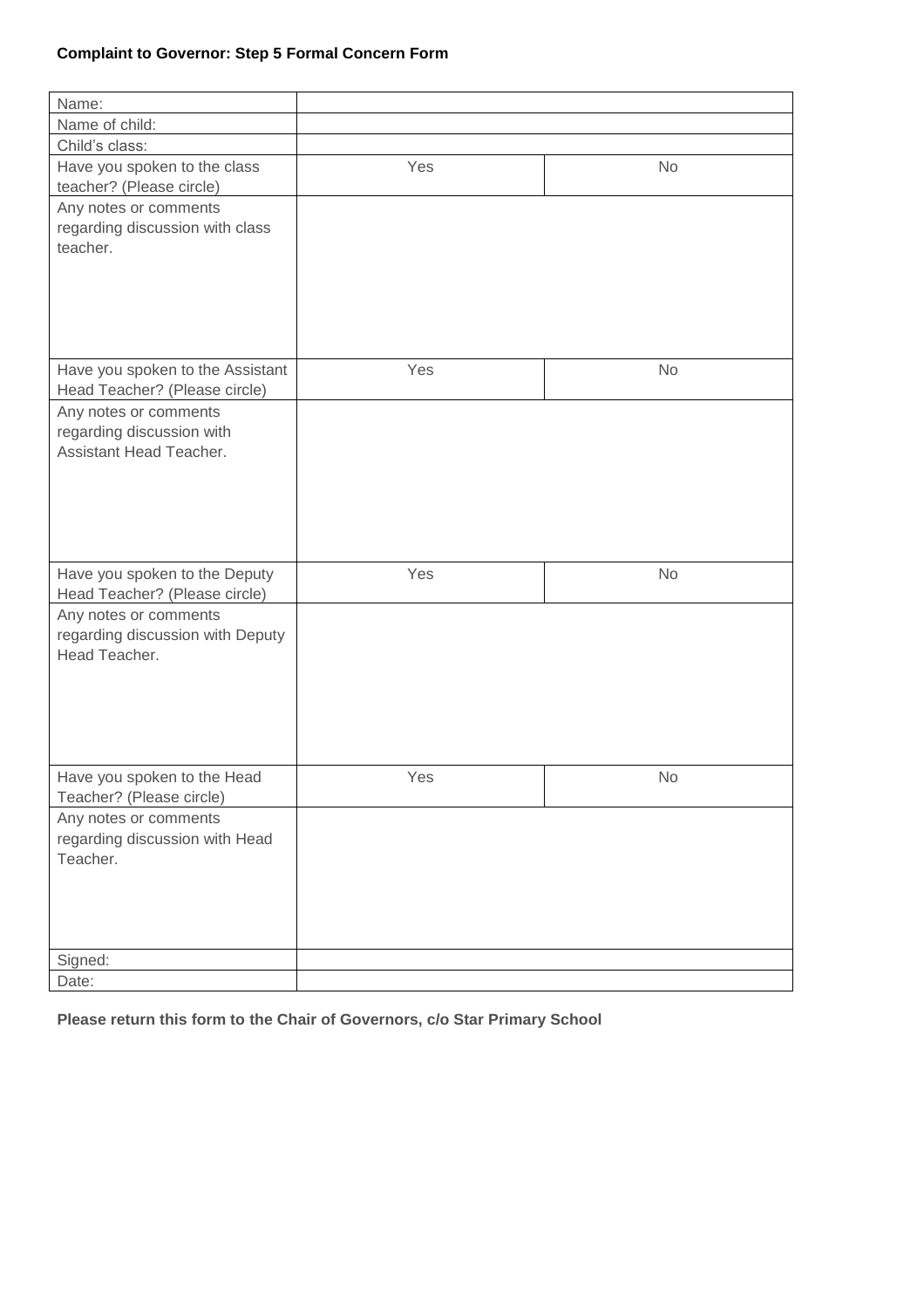**Complaint to Governor: Step 5 Formal Concern Form**

| | | |
|---|---|---|
| Name: | | |
| Name of child: | | |
| Child's class: | | |
| Have you spoken to the class teacher? (Please circle) | Yes | No |
| Any notes or comments regarding discussion with class teacher. | | |
| Have you spoken to the Assistant Head Teacher? (Please circle) | Yes | No |
| Any notes or comments regarding discussion with Assistant Head Teacher. | | |
| Have you spoken to the Deputy Head Teacher? (Please circle) | Yes | No |
| Any notes or comments regarding discussion with Deputy Head Teacher. | | |
| Have you spoken to the Head Teacher? (Please circle) | Yes | No |
| Any notes or comments regarding discussion with Head Teacher. | | |
| Signed: | | |
| Date: | | |

**Please return this form to the Chair of Governors, c/o Star Primary School**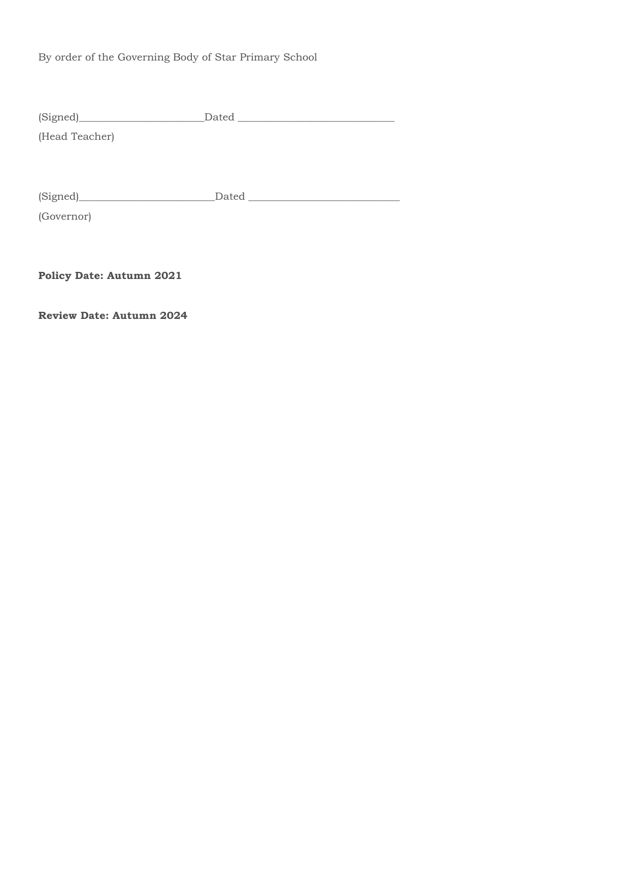By order of the Governing Body of Star Primary School

(Signed)________________________Dated ______________________________

(Head Teacher)

(Signed)__________________________Dated _____________________________

(Governor)

**Policy Date: Autumn 2021**

**Review Date: Autumn 2024**